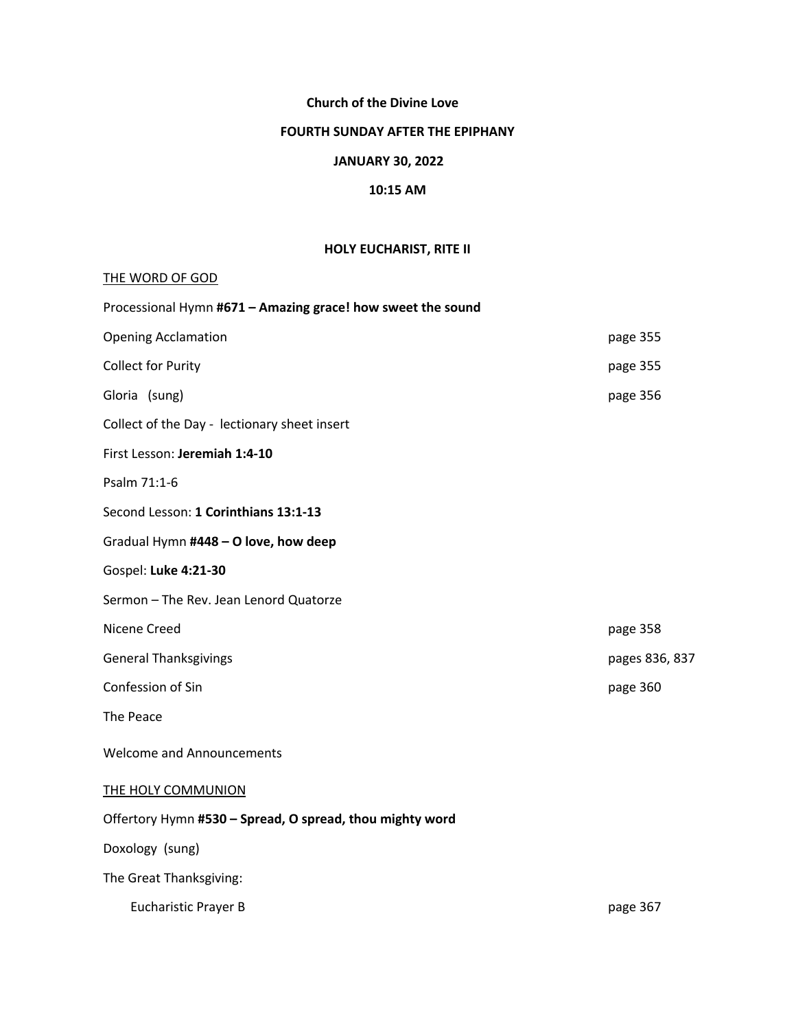**Church of the Divine Love**

**FOURTH SUNDAY AFTER THE EPIPHANY**

**JANUARY 30, 2022**

**10:15 AM**

**HOLY EUCHARIST, RITE II**

THE WORD OF GOD

Processional Hymn **#671 – Amazing grace! how sweet the sound**

| | |
|---|---|
| Opening Acclamation | page 355 |
| Collect for Purity | page 355 |
| Gloria (sung) | page 356 |

Collect of the Day - lectionary sheet insert

First Lesson: **Jeremiah 1:4-10**

Psalm 71:1-6

Second Lesson: **1 Corinthians 13:1-13**

Gradual Hymn **#448 – O love, how deep**

Gospel: **Luke 4:21-30**

Sermon – The Rev. Jean Lenord Quatorze

| | |
|---|---|
| Nicene Creed | page 358 |
| General Thanksgivings | pages 836, 837 |
| Confession of Sin | page 360 |

The Peace

Welcome and Announcements

THE HOLY COMMUNION

Offertory Hymn **#530 – Spread, O spread, thou mighty word**

Doxology (sung)

The Great Thanksgiving:

| | |
|---|---|
| Eucharistic Prayer B | page 367 |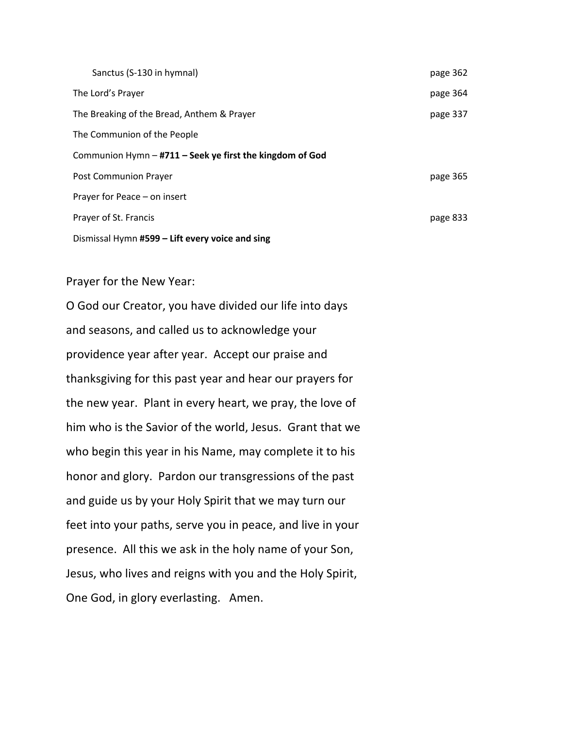| | |
|---|---|
| Sanctus (S-130 in hymnal) | page 362 |
| The Lord's Prayer | page 364 |
| The Breaking of the Bread, Anthem & Prayer | page 337 |
| The Communion of the People | |
| Communion Hymn – **#711 – Seek ye first the kingdom of God** | |
| Post Communion Prayer | page 365 |
| Prayer for Peace – on insert | |
| Prayer of St. Francis | page 833 |
| Dismissal Hymn **#599 – Lift every voice and sing** | |

Prayer for the New Year:

O God our Creator, you have divided our life into days and seasons, and called us to acknowledge your providence year after year. Accept our praise and thanksgiving for this past year and hear our prayers for the new year. Plant in every heart, we pray, the love of him who is the Savior of the world, Jesus. Grant that we who begin this year in his Name, may complete it to his honor and glory. Pardon our transgressions of the past and guide us by your Holy Spirit that we may turn our feet into your paths, serve you in peace, and live in your presence. All this we ask in the holy name of your Son, Jesus, who lives and reigns with you and the Holy Spirit, One God, in glory everlasting. Amen.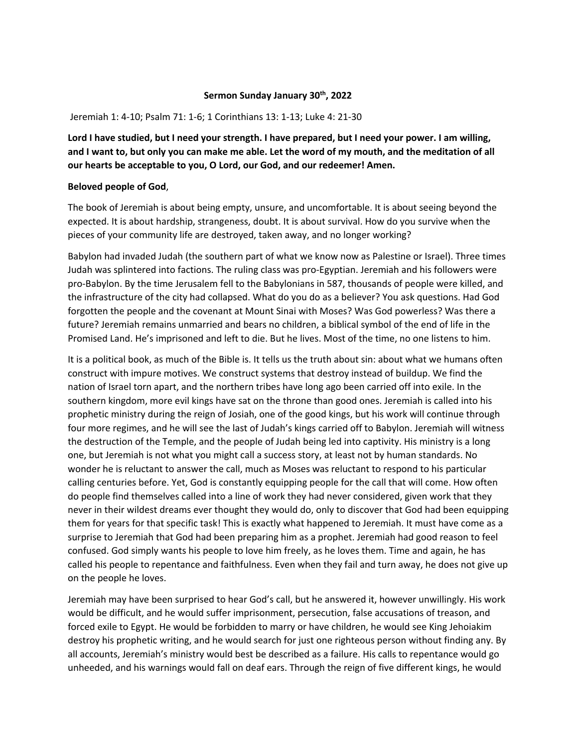**Sermon Sunday January 30th, 2022**

Jeremiah 1: 4-10; Psalm 71: 1-6; 1 Corinthians 13: 1-13; Luke 4: 21-30

**Lord I have studied, but I need your strength. I have prepared, but I need your power. I am willing, and I want to, but only you can make me able. Let the word of my mouth, and the meditation of all our hearts be acceptable to you, O Lord, our God, and our redeemer! Amen.**

**Beloved people of God**,

The book of Jeremiah is about being empty, unsure, and uncomfortable. It is about seeing beyond the expected. It is about hardship, strangeness, doubt. It is about survival. How do you survive when the pieces of your community life are destroyed, taken away, and no longer working?

Babylon had invaded Judah (the southern part of what we know now as Palestine or Israel). Three times Judah was splintered into factions. The ruling class was pro-Egyptian. Jeremiah and his followers were pro-Babylon. By the time Jerusalem fell to the Babylonians in 587, thousands of people were killed, and the infrastructure of the city had collapsed. What do you do as a believer? You ask questions. Had God forgotten the people and the covenant at Mount Sinai with Moses? Was God powerless? Was there a future? Jeremiah remains unmarried and bears no children, a biblical symbol of the end of life in the Promised Land. He's imprisoned and left to die. But he lives. Most of the time, no one listens to him.

It is a political book, as much of the Bible is. It tells us the truth about sin: about what we humans often construct with impure motives. We construct systems that destroy instead of buildup. We find the nation of Israel torn apart, and the northern tribes have long ago been carried off into exile. In the southern kingdom, more evil kings have sat on the throne than good ones. Jeremiah is called into his prophetic ministry during the reign of Josiah, one of the good kings, but his work will continue through four more regimes, and he will see the last of Judah's kings carried off to Babylon. Jeremiah will witness the destruction of the Temple, and the people of Judah being led into captivity. His ministry is a long one, but Jeremiah is not what you might call a success story, at least not by human standards. No wonder he is reluctant to answer the call, much as Moses was reluctant to respond to his particular calling centuries before. Yet, God is constantly equipping people for the call that will come. How often do people find themselves called into a line of work they had never considered, given work that they never in their wildest dreams ever thought they would do, only to discover that God had been equipping them for years for that specific task! This is exactly what happened to Jeremiah. It must have come as a surprise to Jeremiah that God had been preparing him as a prophet. Jeremiah had good reason to feel confused. God simply wants his people to love him freely, as he loves them. Time and again, he has called his people to repentance and faithfulness. Even when they fail and turn away, he does not give up on the people he loves.

Jeremiah may have been surprised to hear God's call, but he answered it, however unwillingly. His work would be difficult, and he would suffer imprisonment, persecution, false accusations of treason, and forced exile to Egypt. He would be forbidden to marry or have children, he would see King Jehoiakim destroy his prophetic writing, and he would search for just one righteous person without finding any. By all accounts, Jeremiah's ministry would best be described as a failure. His calls to repentance would go unheeded, and his warnings would fall on deaf ears. Through the reign of five different kings, he would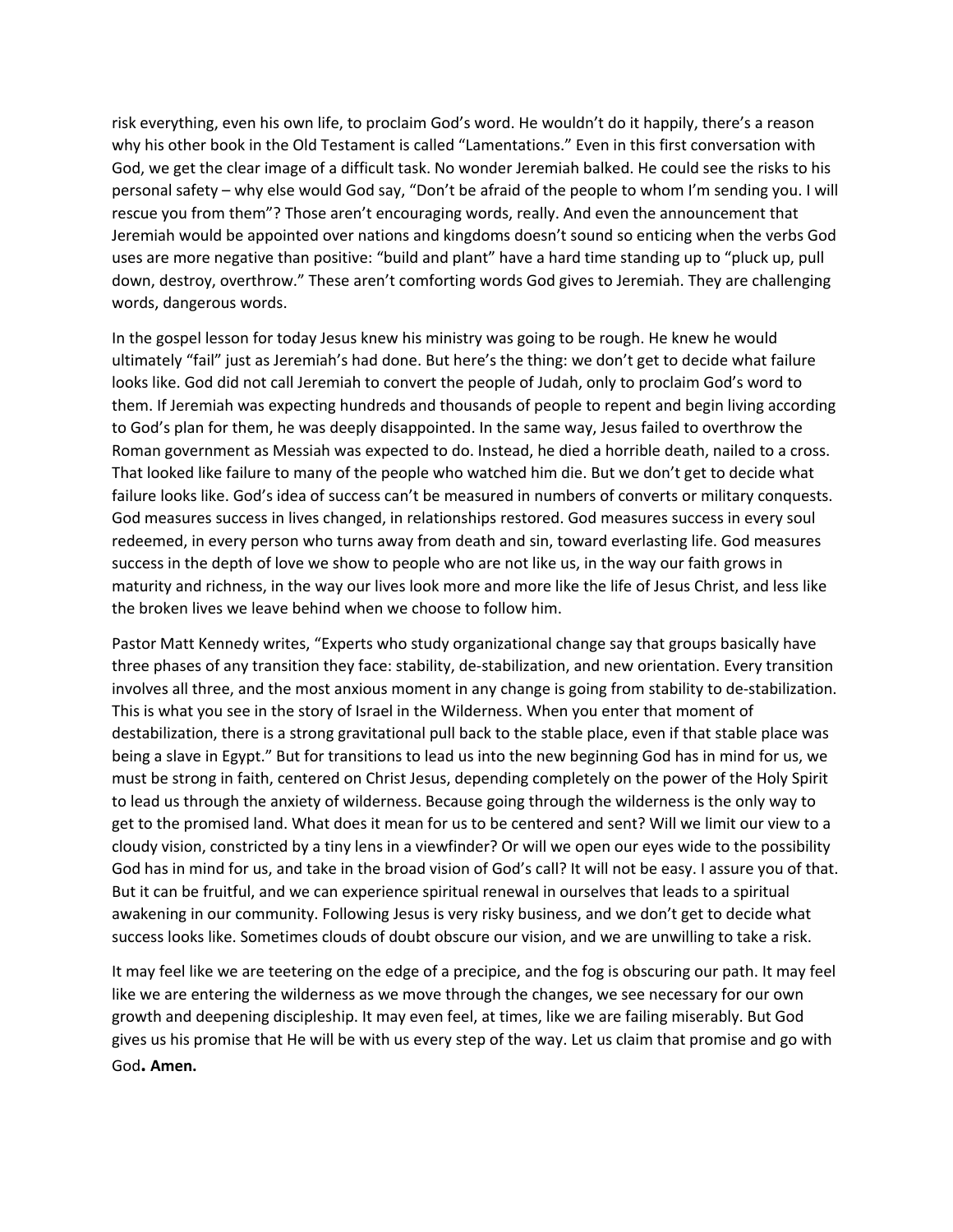risk everything, even his own life, to proclaim God's word. He wouldn't do it happily, there's a reason why his other book in the Old Testament is called "Lamentations." Even in this first conversation with God, we get the clear image of a difficult task. No wonder Jeremiah balked. He could see the risks to his personal safety – why else would God say, "Don't be afraid of the people to whom I'm sending you. I will rescue you from them"? Those aren't encouraging words, really. And even the announcement that Jeremiah would be appointed over nations and kingdoms doesn't sound so enticing when the verbs God uses are more negative than positive: "build and plant" have a hard time standing up to "pluck up, pull down, destroy, overthrow." These aren't comforting words God gives to Jeremiah. They are challenging words, dangerous words.

In the gospel lesson for today Jesus knew his ministry was going to be rough. He knew he would ultimately "fail" just as Jeremiah's had done. But here's the thing: we don't get to decide what failure looks like. God did not call Jeremiah to convert the people of Judah, only to proclaim God's word to them. If Jeremiah was expecting hundreds and thousands of people to repent and begin living according to God's plan for them, he was deeply disappointed. In the same way, Jesus failed to overthrow the Roman government as Messiah was expected to do. Instead, he died a horrible death, nailed to a cross. That looked like failure to many of the people who watched him die. But we don't get to decide what failure looks like. God's idea of success can't be measured in numbers of converts or military conquests. God measures success in lives changed, in relationships restored. God measures success in every soul redeemed, in every person who turns away from death and sin, toward everlasting life. God measures success in the depth of love we show to people who are not like us, in the way our faith grows in maturity and richness, in the way our lives look more and more like the life of Jesus Christ, and less like the broken lives we leave behind when we choose to follow him.

Pastor Matt Kennedy writes, "Experts who study organizational change say that groups basically have three phases of any transition they face: stability, de-stabilization, and new orientation. Every transition involves all three, and the most anxious moment in any change is going from stability to de-stabilization. This is what you see in the story of Israel in the Wilderness. When you enter that moment of destabilization, there is a strong gravitational pull back to the stable place, even if that stable place was being a slave in Egypt." But for transitions to lead us into the new beginning God has in mind for us, we must be strong in faith, centered on Christ Jesus, depending completely on the power of the Holy Spirit to lead us through the anxiety of wilderness. Because going through the wilderness is the only way to get to the promised land. What does it mean for us to be centered and sent? Will we limit our view to a cloudy vision, constricted by a tiny lens in a viewfinder? Or will we open our eyes wide to the possibility God has in mind for us, and take in the broad vision of God's call? It will not be easy. I assure you of that. But it can be fruitful, and we can experience spiritual renewal in ourselves that leads to a spiritual awakening in our community. Following Jesus is very risky business, and we don't get to decide what success looks like. Sometimes clouds of doubt obscure our vision, and we are unwilling to take a risk.

It may feel like we are teetering on the edge of a precipice, and the fog is obscuring our path. It may feel like we are entering the wilderness as we move through the changes, we see necessary for our own growth and deepening discipleship. It may even feel, at times, like we are failing miserably. But God gives us his promise that He will be with us every step of the way. Let us claim that promise and go with God**. Amen.**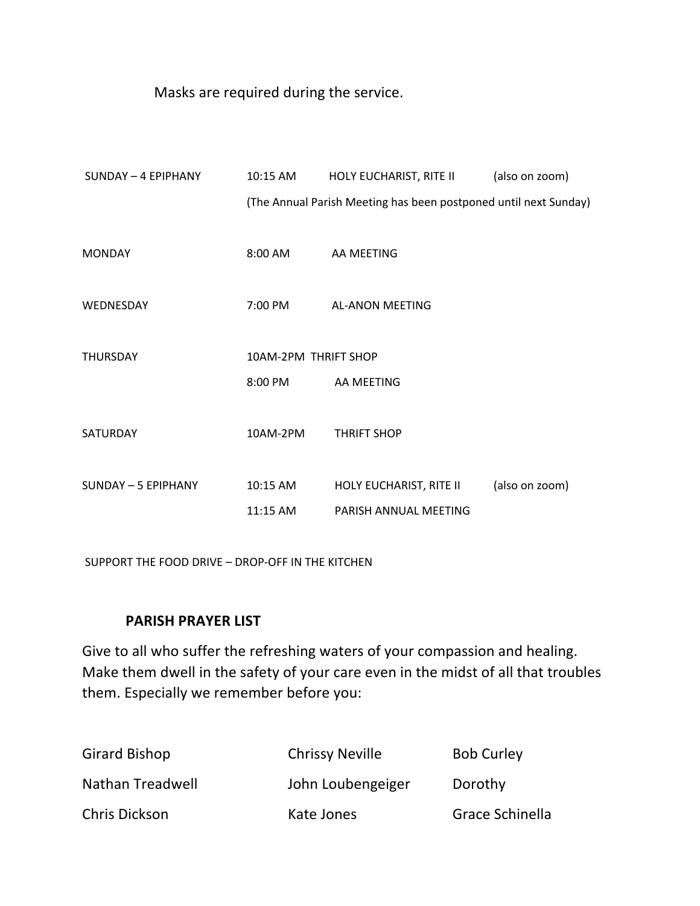Masks are required during the service.

| | | | |
|---|---|---|---|
| SUNDAY – 4 EPIPHANY | 10:15 AM | HOLY EUCHARIST, RITE II | (also on zoom) |
| | (The Annual Parish Meeting has been postponed until next Sunday) | | |
| MONDAY | 8:00 AM | AA MEETING | |
| WEDNESDAY | 7:00 PM | AL-ANON MEETING | |
| THURSDAY | 10AM-2PM | THRIFT SHOP | |
| | 8:00 PM | AA MEETING | |
| SATURDAY | 10AM-2PM | THRIFT SHOP | |
| SUNDAY – 5 EPIPHANY | 10:15 AM | HOLY EUCHARIST, RITE II | (also on zoom) |
| | 11:15 AM | PARISH ANNUAL MEETING | |

SUPPORT THE FOOD DRIVE – DROP-OFF IN THE KITCHEN

**PARISH PRAYER LIST**

Give to all who suffer the refreshing waters of your compassion and healing. Make them dwell in the safety of your care even in the midst of all that troubles them. Especially we remember before you:

| | | |
|---|---|---|
| Girard Bishop | Chrissy Neville | Bob Curley |
| Nathan Treadwell | John Loubengeiger | Dorothy |
| Chris Dickson | Kate Jones | Grace Schinella |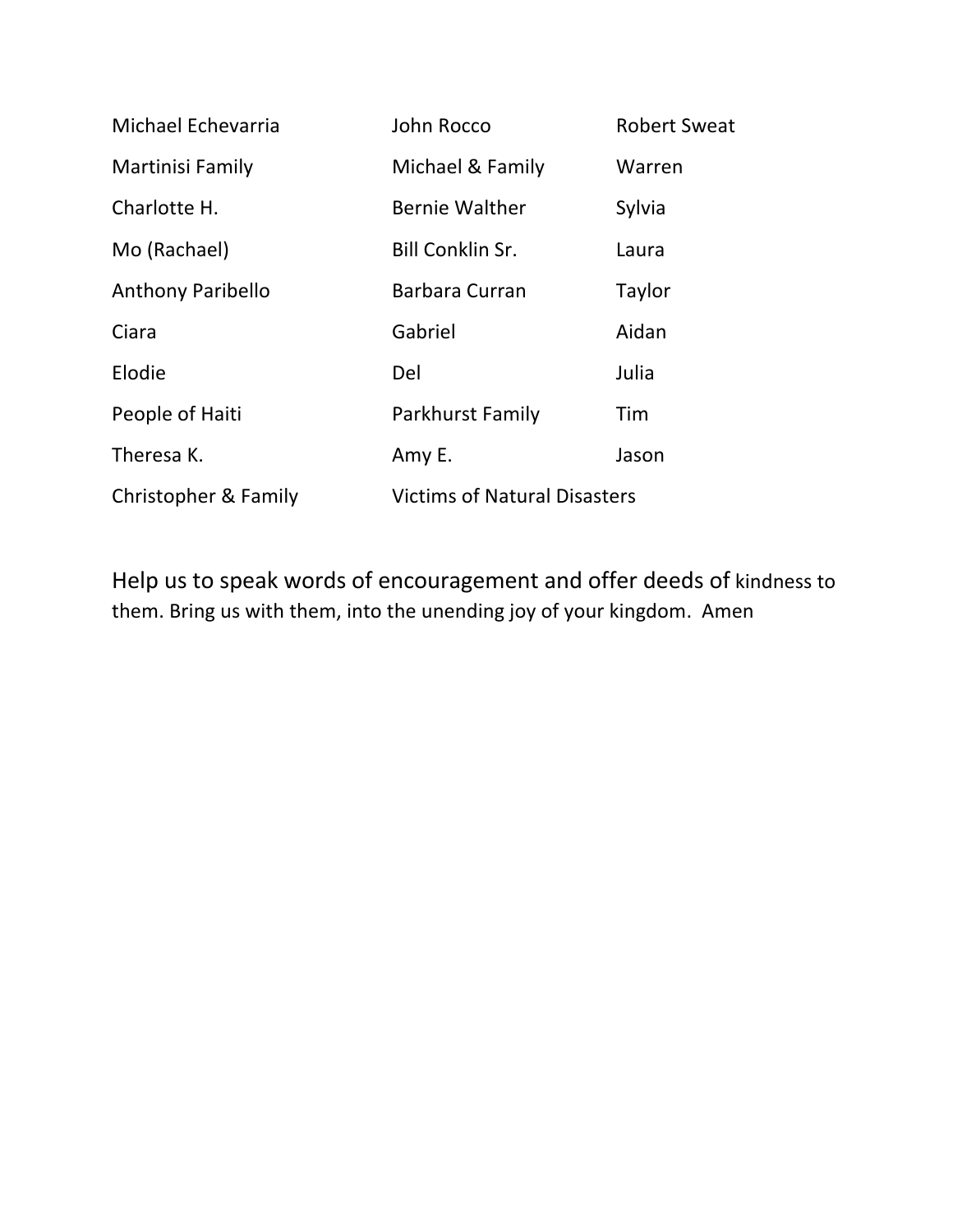| | | |
|---|---|---|
| Michael Echevarria | John Rocco | Robert Sweat |
| Martinisi Family | Michael & Family | Warren |
| Charlotte H. | Bernie Walther | Sylvia |
| Mo (Rachael) | Bill Conklin Sr. | Laura |
| Anthony Paribello | Barbara Curran | Taylor |
| Ciara | Gabriel | Aidan |
| Elodie | Del | Julia |
| People of Haiti | Parkhurst Family | Tim |
| Theresa K. | Amy E. | Jason |
| Christopher & Family | Victims of Natural Disasters | |

Help us to speak words of encouragement and offer deeds of kindness to them. Bring us with them, into the unending joy of your kingdom. Amen